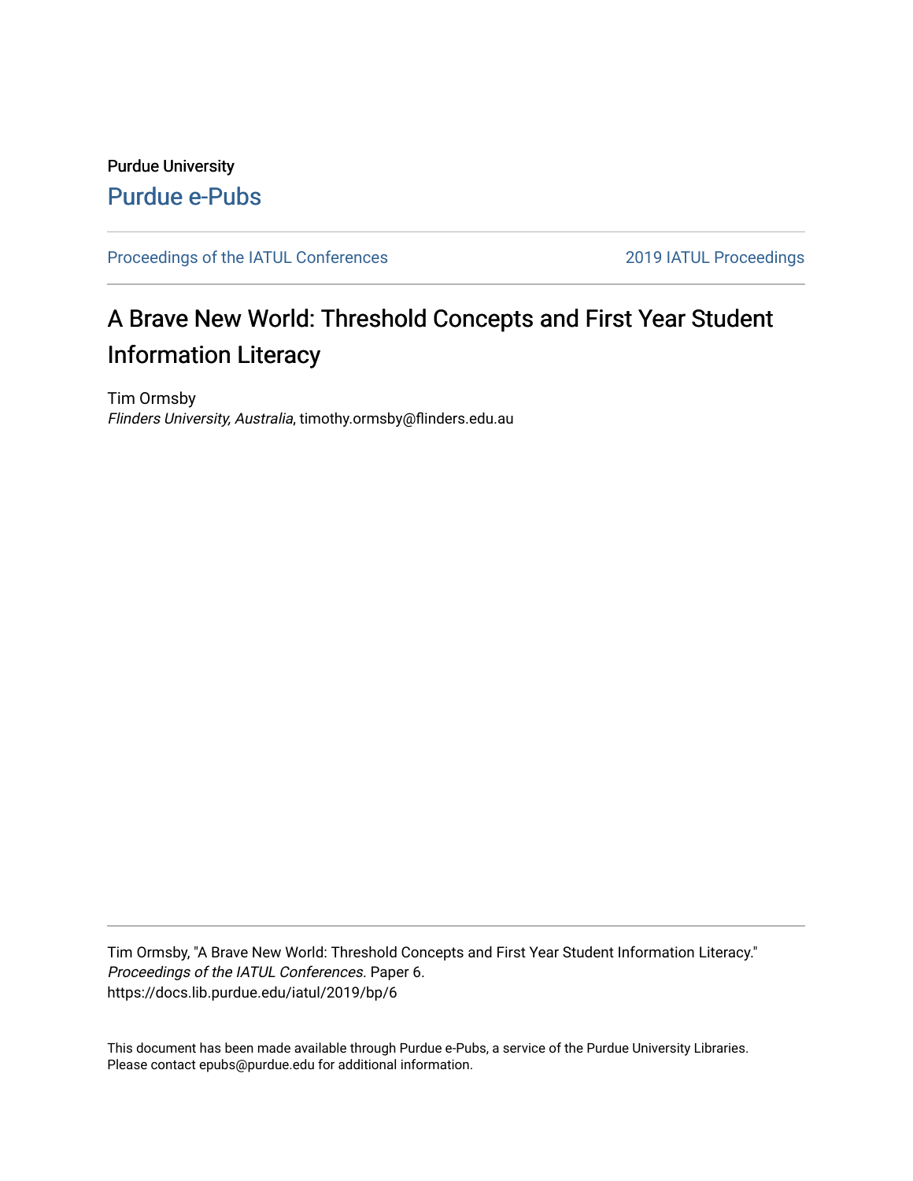Purdue University

Purdue e-Pubs

Proceedings of the IATUL Conferences | 2019 IATUL Proceedings

# A Brave New World: Threshold Concepts and First Year Student Information Literacy

Tim Ormsby
*Flinders University, Australia*, timothy.ormsby@flinders.edu.au

Tim Ormsby, "A Brave New World: Threshold Concepts and First Year Student Information Literacy." *Proceedings of the IATUL Conferences.* Paper 6.
https://docs.lib.purdue.edu/iatul/2019/bp/6

This document has been made available through Purdue e-Pubs, a service of the Purdue University Libraries. Please contact epubs@purdue.edu for additional information.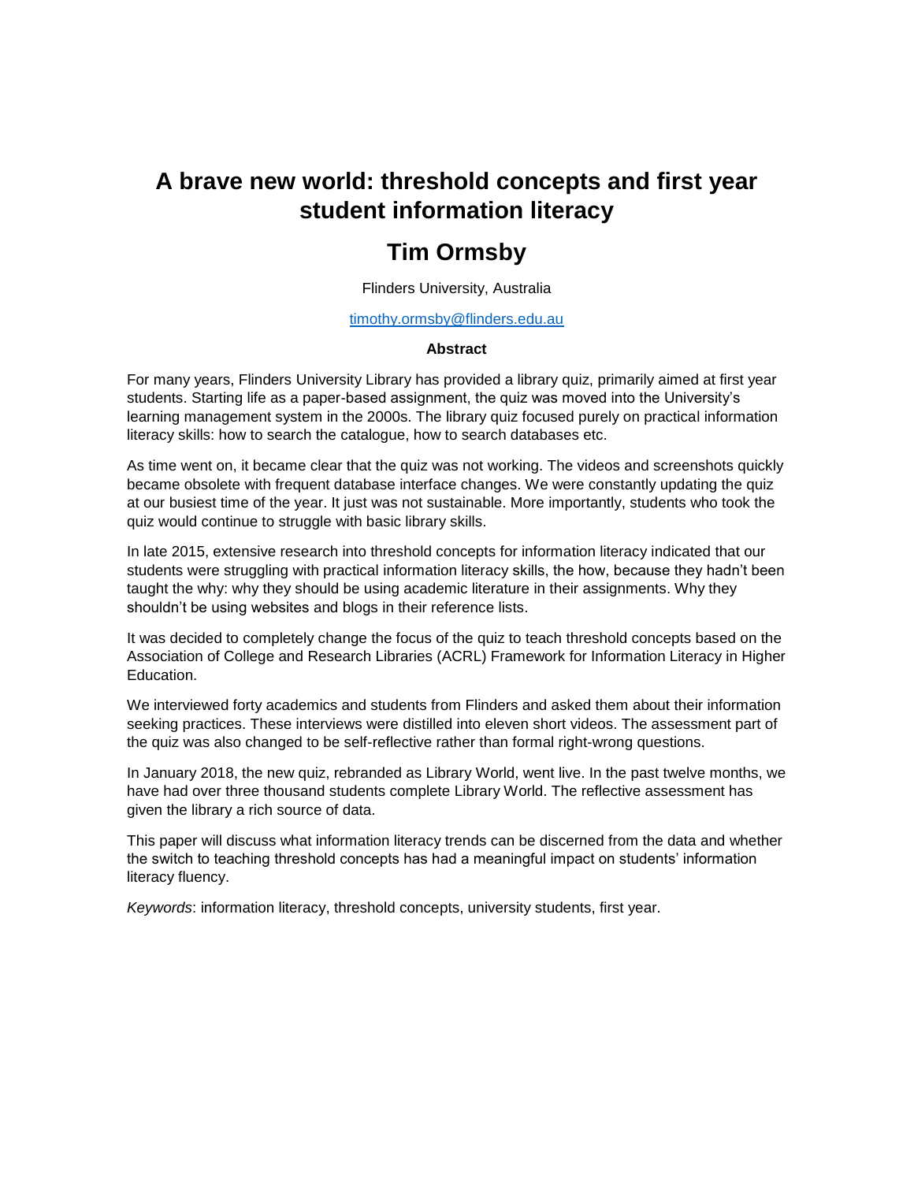# A brave new world: threshold concepts and first year student information literacy

## Tim Ormsby

Flinders University, Australia

timothy.ormsby@flinders.edu.au

**Abstract**

For many years, Flinders University Library has provided a library quiz, primarily aimed at first year students. Starting life as a paper-based assignment, the quiz was moved into the University's learning management system in the 2000s. The library quiz focused purely on practical information literacy skills: how to search the catalogue, how to search databases etc.

As time went on, it became clear that the quiz was not working. The videos and screenshots quickly became obsolete with frequent database interface changes. We were constantly updating the quiz at our busiest time of the year. It just was not sustainable. More importantly, students who took the quiz would continue to struggle with basic library skills.

In late 2015, extensive research into threshold concepts for information literacy indicated that our students were struggling with practical information literacy skills, the how, because they hadn't been taught the why: why they should be using academic literature in their assignments. Why they shouldn't be using websites and blogs in their reference lists.

It was decided to completely change the focus of the quiz to teach threshold concepts based on the Association of College and Research Libraries (ACRL) Framework for Information Literacy in Higher Education.

We interviewed forty academics and students from Flinders and asked them about their information seeking practices. These interviews were distilled into eleven short videos. The assessment part of the quiz was also changed to be self-reflective rather than formal right-wrong questions.

In January 2018, the new quiz, rebranded as Library World, went live. In the past twelve months, we have had over three thousand students complete Library World. The reflective assessment has given the library a rich source of data.

This paper will discuss what information literacy trends can be discerned from the data and whether the switch to teaching threshold concepts has had a meaningful impact on students' information literacy fluency.

*Keywords*: information literacy, threshold concepts, university students, first year.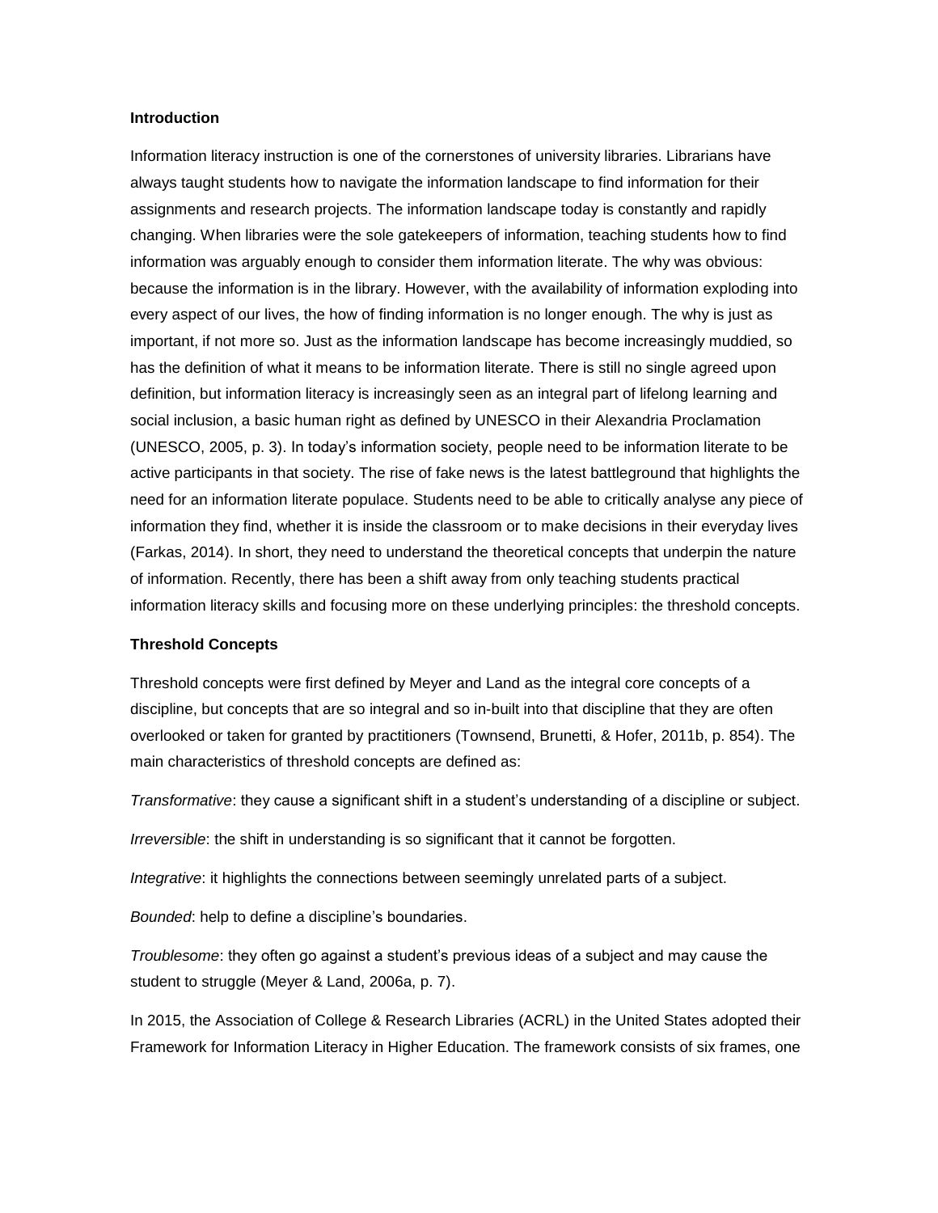## Introduction

Information literacy instruction is one of the cornerstones of university libraries. Librarians have always taught students how to navigate the information landscape to find information for their assignments and research projects. The information landscape today is constantly and rapidly changing. When libraries were the sole gatekeepers of information, teaching students how to find information was arguably enough to consider them information literate. The why was obvious: because the information is in the library. However, with the availability of information exploding into every aspect of our lives, the how of finding information is no longer enough. The why is just as important, if not more so. Just as the information landscape has become increasingly muddied, so has the definition of what it means to be information literate. There is still no single agreed upon definition, but information literacy is increasingly seen as an integral part of lifelong learning and social inclusion, a basic human right as defined by UNESCO in their Alexandria Proclamation (UNESCO, 2005, p. 3). In today's information society, people need to be information literate to be active participants in that society. The rise of fake news is the latest battleground that highlights the need for an information literate populace. Students need to be able to critically analyse any piece of information they find, whether it is inside the classroom or to make decisions in their everyday lives (Farkas, 2014). In short, they need to understand the theoretical concepts that underpin the nature of information. Recently, there has been a shift away from only teaching students practical information literacy skills and focusing more on these underlying principles: the threshold concepts.

## Threshold Concepts

Threshold concepts were first defined by Meyer and Land as the integral core concepts of a discipline, but concepts that are so integral and so in-built into that discipline that they are often overlooked or taken for granted by practitioners (Townsend, Brunetti, & Hofer, 2011b, p. 854). The main characteristics of threshold concepts are defined as:

*Transformative*: they cause a significant shift in a student's understanding of a discipline or subject.

*Irreversible*: the shift in understanding is so significant that it cannot be forgotten.

*Integrative*: it highlights the connections between seemingly unrelated parts of a subject.

*Bounded*: help to define a discipline's boundaries.

*Troublesome*: they often go against a student's previous ideas of a subject and may cause the student to struggle (Meyer & Land, 2006a, p. 7).

In 2015, the Association of College & Research Libraries (ACRL) in the United States adopted their Framework for Information Literacy in Higher Education. The framework consists of six frames, one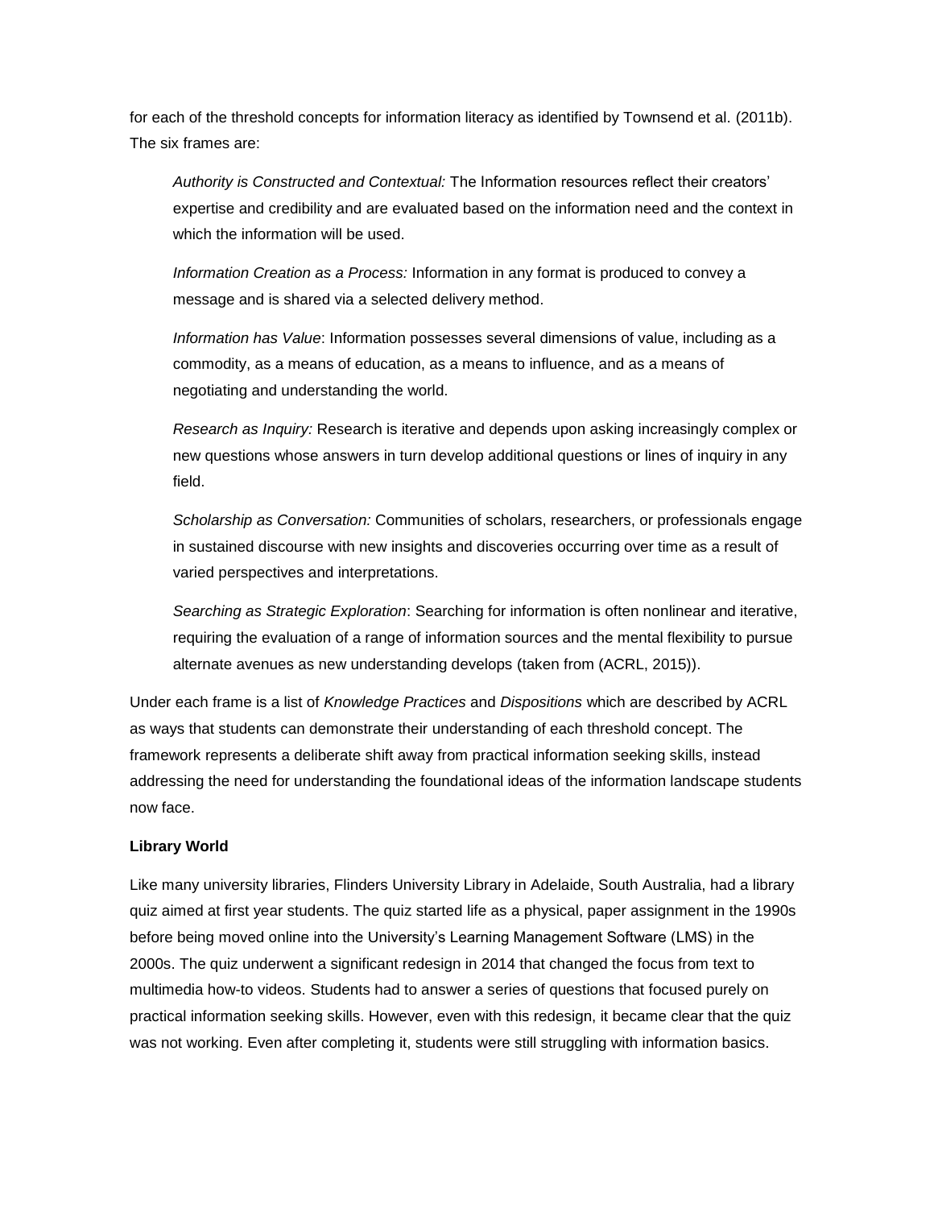for each of the threshold concepts for information literacy as identified by Townsend et al. (2011b). The six frames are:

> *Authority is Constructed and Contextual:* The Information resources reflect their creators' expertise and credibility and are evaluated based on the information need and the context in which the information will be used.
>
> *Information Creation as a Process:* Information in any format is produced to convey a message and is shared via a selected delivery method.
>
> *Information has Value*: Information possesses several dimensions of value, including as a commodity, as a means of education, as a means to influence, and as a means of negotiating and understanding the world.
>
> *Research as Inquiry:* Research is iterative and depends upon asking increasingly complex or new questions whose answers in turn develop additional questions or lines of inquiry in any field.
>
> *Scholarship as Conversation:* Communities of scholars, researchers, or professionals engage in sustained discourse with new insights and discoveries occurring over time as a result of varied perspectives and interpretations.
>
> *Searching as Strategic Exploration*: Searching for information is often nonlinear and iterative, requiring the evaluation of a range of information sources and the mental flexibility to pursue alternate avenues as new understanding develops (taken from (ACRL, 2015)).

Under each frame is a list of *Knowledge Practices* and *Dispositions* which are described by ACRL as ways that students can demonstrate their understanding of each threshold concept. The framework represents a deliberate shift away from practical information seeking skills, instead addressing the need for understanding the foundational ideas of the information landscape students now face.

**Library World**

Like many university libraries, Flinders University Library in Adelaide, South Australia, had a library quiz aimed at first year students. The quiz started life as a physical, paper assignment in the 1990s before being moved online into the University's Learning Management Software (LMS) in the 2000s. The quiz underwent a significant redesign in 2014 that changed the focus from text to multimedia how-to videos. Students had to answer a series of questions that focused purely on practical information seeking skills. However, even with this redesign, it became clear that the quiz was not working. Even after completing it, students were still struggling with information basics.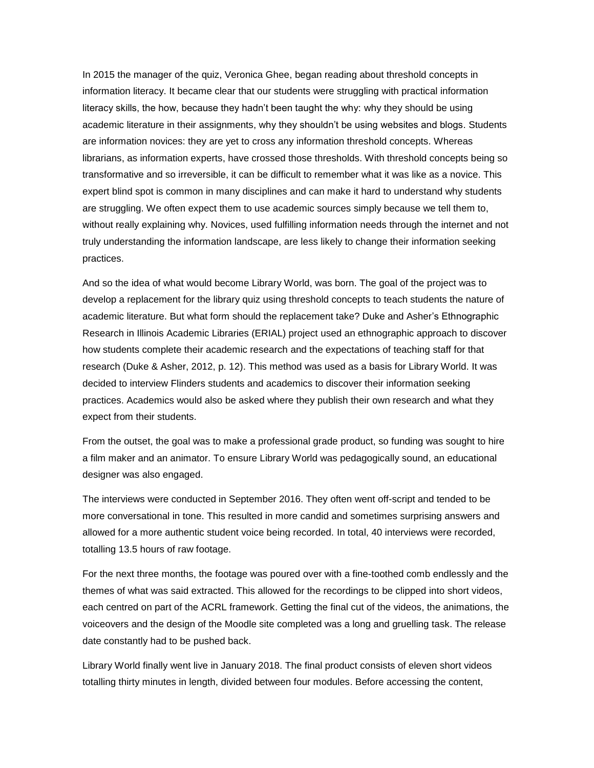In 2015 the manager of the quiz, Veronica Ghee, began reading about threshold concepts in information literacy. It became clear that our students were struggling with practical information literacy skills, the how, because they hadn't been taught the why: why they should be using academic literature in their assignments, why they shouldn't be using websites and blogs. Students are information novices: they are yet to cross any information threshold concepts. Whereas librarians, as information experts, have crossed those thresholds. With threshold concepts being so transformative and so irreversible, it can be difficult to remember what it was like as a novice. This expert blind spot is common in many disciplines and can make it hard to understand why students are struggling. We often expect them to use academic sources simply because we tell them to, without really explaining why. Novices, used fulfilling information needs through the internet and not truly understanding the information landscape, are less likely to change their information seeking practices.

And so the idea of what would become Library World, was born. The goal of the project was to develop a replacement for the library quiz using threshold concepts to teach students the nature of academic literature. But what form should the replacement take? Duke and Asher's Ethnographic Research in Illinois Academic Libraries (ERIAL) project used an ethnographic approach to discover how students complete their academic research and the expectations of teaching staff for that research (Duke & Asher, 2012, p. 12). This method was used as a basis for Library World. It was decided to interview Flinders students and academics to discover their information seeking practices. Academics would also be asked where they publish their own research and what they expect from their students.

From the outset, the goal was to make a professional grade product, so funding was sought to hire a film maker and an animator. To ensure Library World was pedagogically sound, an educational designer was also engaged.

The interviews were conducted in September 2016. They often went off-script and tended to be more conversational in tone. This resulted in more candid and sometimes surprising answers and allowed for a more authentic student voice being recorded. In total, 40 interviews were recorded, totalling 13.5 hours of raw footage.

For the next three months, the footage was poured over with a fine-toothed comb endlessly and the themes of what was said extracted. This allowed for the recordings to be clipped into short videos, each centred on part of the ACRL framework. Getting the final cut of the videos, the animations, the voiceovers and the design of the Moodle site completed was a long and gruelling task. The release date constantly had to be pushed back.

Library World finally went live in January 2018. The final product consists of eleven short videos totalling thirty minutes in length, divided between four modules. Before accessing the content,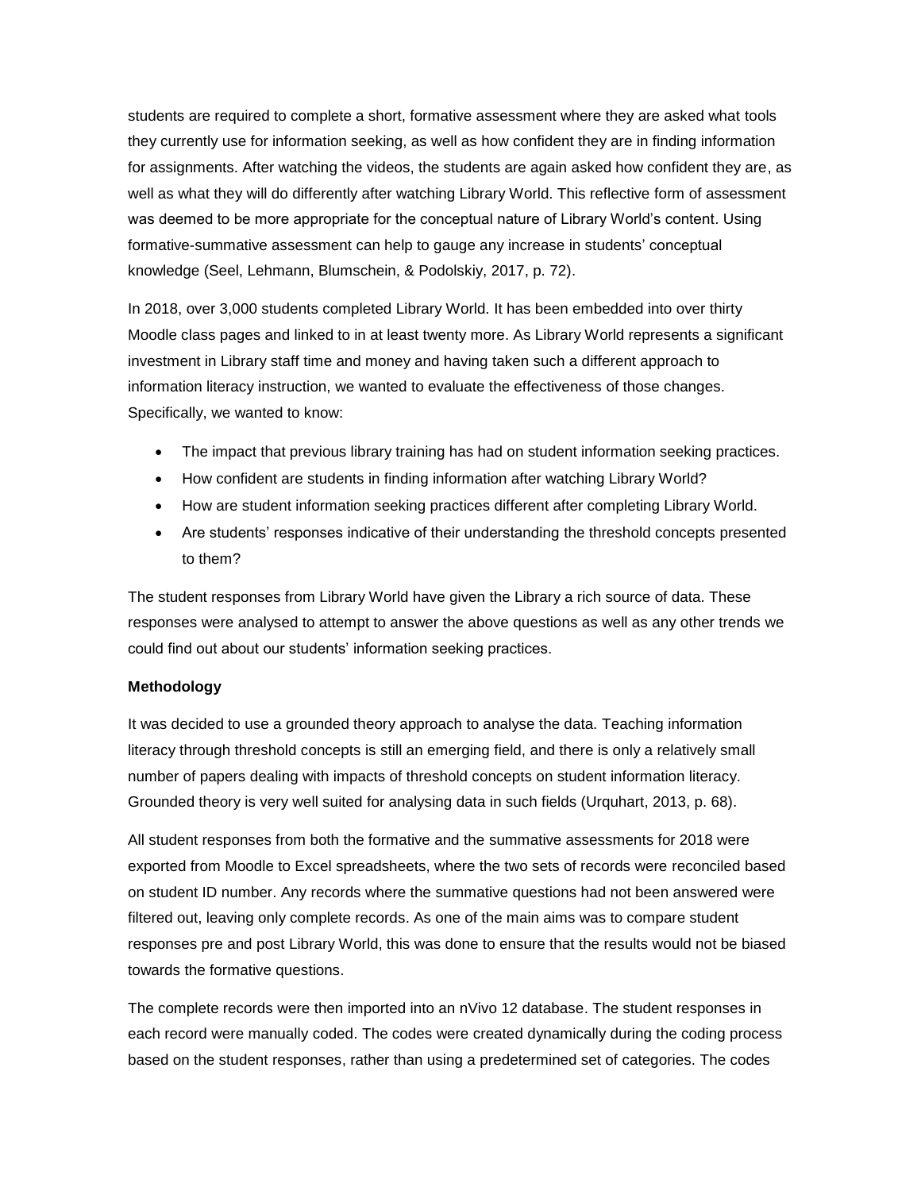students are required to complete a short, formative assessment where they are asked what tools they currently use for information seeking, as well as how confident they are in finding information for assignments. After watching the videos, the students are again asked how confident they are, as well as what they will do differently after watching Library World. This reflective form of assessment was deemed to be more appropriate for the conceptual nature of Library World's content. Using formative-summative assessment can help to gauge any increase in students' conceptual knowledge (Seel, Lehmann, Blumschein, & Podolskiy, 2017, p. 72).

In 2018, over 3,000 students completed Library World. It has been embedded into over thirty Moodle class pages and linked to in at least twenty more. As Library World represents a significant investment in Library staff time and money and having taken such a different approach to information literacy instruction, we wanted to evaluate the effectiveness of those changes. Specifically, we wanted to know:

- The impact that previous library training has had on student information seeking practices.
- How confident are students in finding information after watching Library World?
- How are student information seeking practices different after completing Library World.
- Are students' responses indicative of their understanding the threshold concepts presented to them?

The student responses from Library World have given the Library a rich source of data. These responses were analysed to attempt to answer the above questions as well as any other trends we could find out about our students' information seeking practices.

**Methodology**

It was decided to use a grounded theory approach to analyse the data. Teaching information literacy through threshold concepts is still an emerging field, and there is only a relatively small number of papers dealing with impacts of threshold concepts on student information literacy. Grounded theory is very well suited for analysing data in such fields (Urquhart, 2013, p. 68).

All student responses from both the formative and the summative assessments for 2018 were exported from Moodle to Excel spreadsheets, where the two sets of records were reconciled based on student ID number. Any records where the summative questions had not been answered were filtered out, leaving only complete records. As one of the main aims was to compare student responses pre and post Library World, this was done to ensure that the results would not be biased towards the formative questions.

The complete records were then imported into an nVivo 12 database. The student responses in each record were manually coded. The codes were created dynamically during the coding process based on the student responses, rather than using a predetermined set of categories. The codes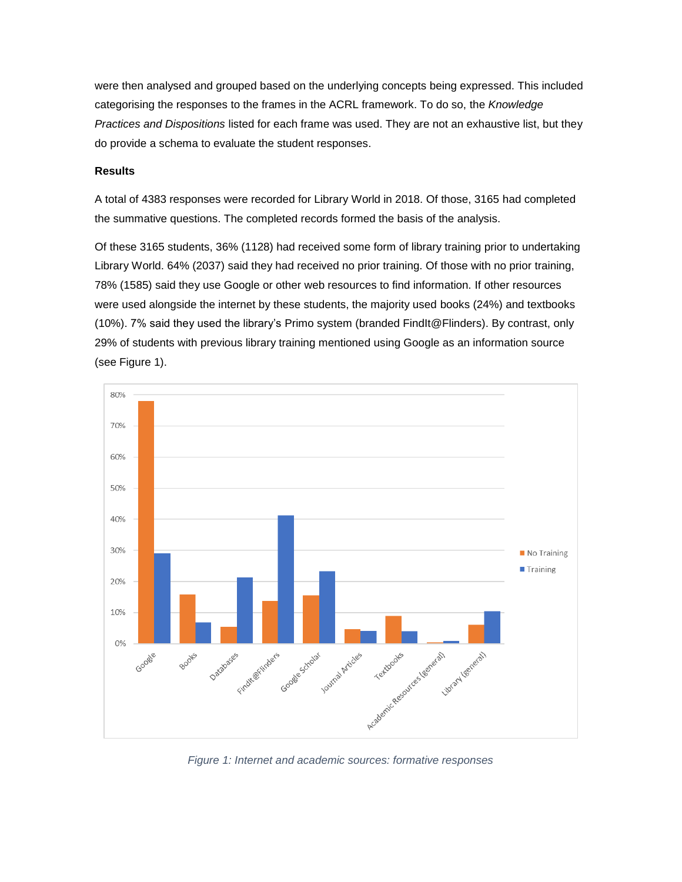were then analysed and grouped based on the underlying concepts being expressed. This included categorising the responses to the frames in the ACRL framework. To do so, the *Knowledge Practices and Dispositions* listed for each frame was used. They are not an exhaustive list, but they do provide a schema to evaluate the student responses.

**Results**

A total of 4383 responses were recorded for Library World in 2018. Of those, 3165 had completed the summative questions. The completed records formed the basis of the analysis.

Of these 3165 students, 36% (1128) had received some form of library training prior to undertaking Library World. 64% (2037) said they had received no prior training. Of those with no prior training, 78% (1585) said they use Google or other web resources to find information. If other resources were used alongside the internet by these students, the majority used books (24%) and textbooks (10%). 7% said they used the library's Primo system (branded FindIt@Flinders). By contrast, only 29% of students with previous library training mentioned using Google as an information source (see Figure 1).

*Figure 1: Internet and academic sources: formative responses*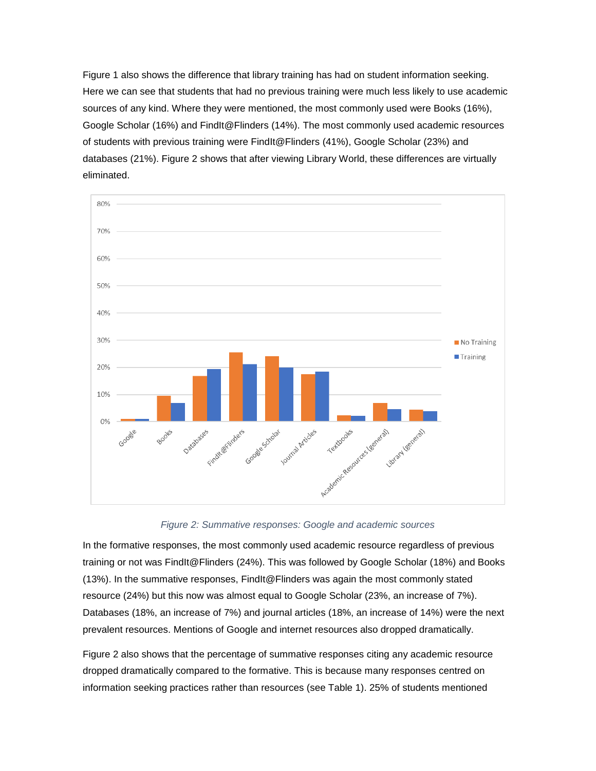Figure 1 also shows the difference that library training has had on student information seeking. Here we can see that students that had no previous training were much less likely to use academic sources of any kind. Where they were mentioned, the most commonly used were Books (16%), Google Scholar (16%) and FindIt@Flinders (14%). The most commonly used academic resources of students with previous training were FindIt@Flinders (41%), Google Scholar (23%) and databases (21%). Figure 2 shows that after viewing Library World, these differences are virtually eliminated.

*Figure 2: Summative responses: Google and academic sources*

In the formative responses, the most commonly used academic resource regardless of previous training or not was FindIt@Flinders (24%). This was followed by Google Scholar (18%) and Books (13%). In the summative responses, FindIt@Flinders was again the most commonly stated resource (24%) but this now was almost equal to Google Scholar (23%, an increase of 7%). Databases (18%, an increase of 7%) and journal articles (18%, an increase of 14%) were the next prevalent resources. Mentions of Google and internet resources also dropped dramatically.

Figure 2 also shows that the percentage of summative responses citing any academic resource dropped dramatically compared to the formative. This is because many responses centred on information seeking practices rather than resources (see Table 1). 25% of students mentioned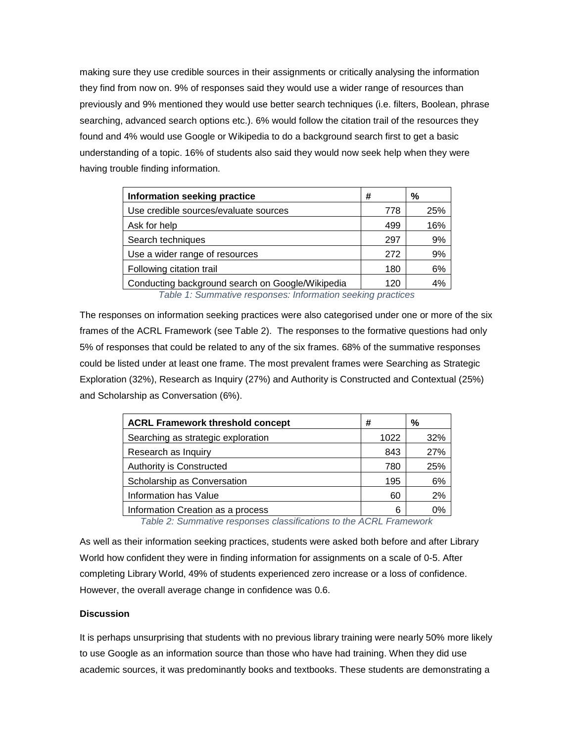making sure they use credible sources in their assignments or critically analysing the information they find from now on. 9% of responses said they would use a wider range of resources than previously and 9% mentioned they would use better search techniques (i.e. filters, Boolean, phrase searching, advanced search options etc.). 6% would follow the citation trail of the resources they found and 4% would use Google or Wikipedia to do a background search first to get a basic understanding of a topic. 16% of students also said they would now seek help when they were having trouble finding information.

| Information seeking practice | # | % |
|---|---|---|
| Use credible sources/evaluate sources | 778 | 25% |
| Ask for help | 499 | 16% |
| Search techniques | 297 | 9% |
| Use a wider range of resources | 272 | 9% |
| Following citation trail | 180 | 6% |
| Conducting background search on Google/Wikipedia | 120 | 4% |

*Table 1: Summative responses: Information seeking practices*

The responses on information seeking practices were also categorised under one or more of the six frames of the ACRL Framework (see Table 2). The responses to the formative questions had only 5% of responses that could be related to any of the six frames. 68% of the summative responses could be listed under at least one frame. The most prevalent frames were Searching as Strategic Exploration (32%), Research as Inquiry (27%) and Authority is Constructed and Contextual (25%) and Scholarship as Conversation (6%).

| ACRL Framework threshold concept | # | % |
|---|---|---|
| Searching as strategic exploration | 1022 | 32% |
| Research as Inquiry | 843 | 27% |
| Authority is Constructed | 780 | 25% |
| Scholarship as Conversation | 195 | 6% |
| Information has Value | 60 | 2% |
| Information Creation as a process | 6 | 0% |

*Table 2: Summative responses classifications to the ACRL Framework*

As well as their information seeking practices, students were asked both before and after Library World how confident they were in finding information for assignments on a scale of 0-5. After completing Library World, 49% of students experienced zero increase or a loss of confidence. However, the overall average change in confidence was 0.6.

**Discussion**

It is perhaps unsurprising that students with no previous library training were nearly 50% more likely to use Google as an information source than those who have had training. When they did use academic sources, it was predominantly books and textbooks. These students are demonstrating a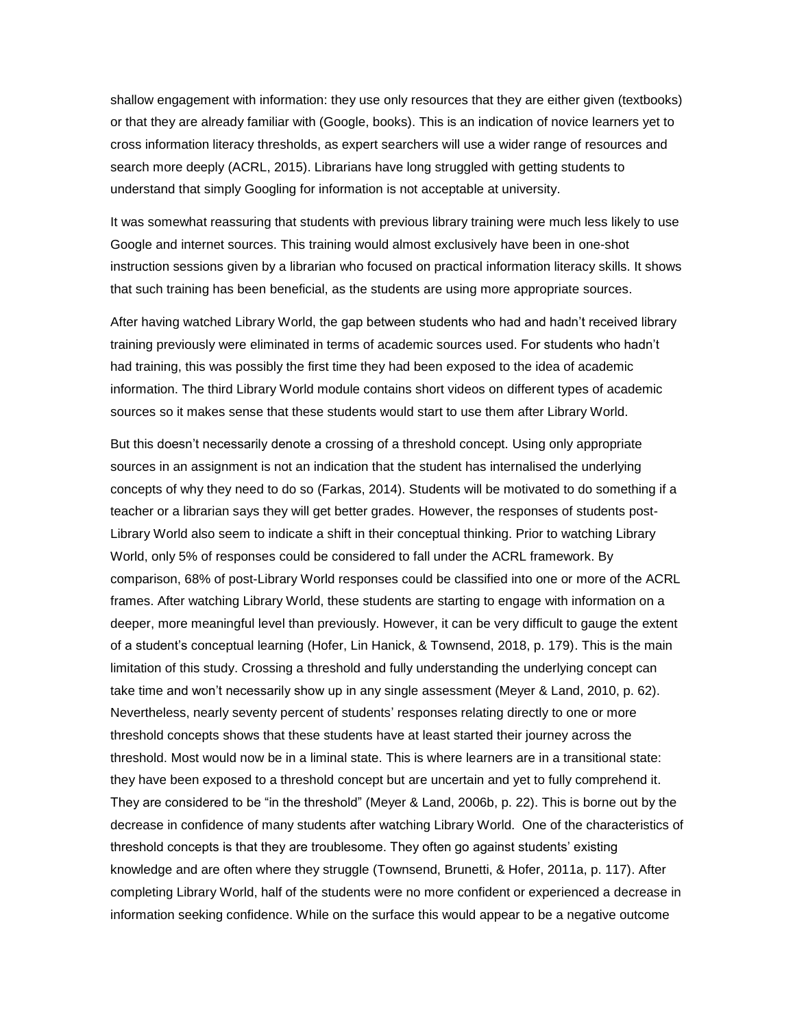shallow engagement with information: they use only resources that they are either given (textbooks) or that they are already familiar with (Google, books). This is an indication of novice learners yet to cross information literacy thresholds, as expert searchers will use a wider range of resources and search more deeply (ACRL, 2015). Librarians have long struggled with getting students to understand that simply Googling for information is not acceptable at university.

It was somewhat reassuring that students with previous library training were much less likely to use Google and internet sources. This training would almost exclusively have been in one-shot instruction sessions given by a librarian who focused on practical information literacy skills. It shows that such training has been beneficial, as the students are using more appropriate sources.

After having watched Library World, the gap between students who had and hadn't received library training previously were eliminated in terms of academic sources used. For students who hadn't had training, this was possibly the first time they had been exposed to the idea of academic information. The third Library World module contains short videos on different types of academic sources so it makes sense that these students would start to use them after Library World.

But this doesn't necessarily denote a crossing of a threshold concept. Using only appropriate sources in an assignment is not an indication that the student has internalised the underlying concepts of why they need to do so (Farkas, 2014). Students will be motivated to do something if a teacher or a librarian says they will get better grades. However, the responses of students post-Library World also seem to indicate a shift in their conceptual thinking. Prior to watching Library World, only 5% of responses could be considered to fall under the ACRL framework. By comparison, 68% of post-Library World responses could be classified into one or more of the ACRL frames. After watching Library World, these students are starting to engage with information on a deeper, more meaningful level than previously. However, it can be very difficult to gauge the extent of a student's conceptual learning (Hofer, Lin Hanick, & Townsend, 2018, p. 179). This is the main limitation of this study. Crossing a threshold and fully understanding the underlying concept can take time and won't necessarily show up in any single assessment (Meyer & Land, 2010, p. 62). Nevertheless, nearly seventy percent of students' responses relating directly to one or more threshold concepts shows that these students have at least started their journey across the threshold. Most would now be in a liminal state. This is where learners are in a transitional state: they have been exposed to a threshold concept but are uncertain and yet to fully comprehend it. They are considered to be "in the threshold" (Meyer & Land, 2006b, p. 22). This is borne out by the decrease in confidence of many students after watching Library World. One of the characteristics of threshold concepts is that they are troublesome. They often go against students' existing knowledge and are often where they struggle (Townsend, Brunetti, & Hofer, 2011a, p. 117). After completing Library World, half of the students were no more confident or experienced a decrease in information seeking confidence. While on the surface this would appear to be a negative outcome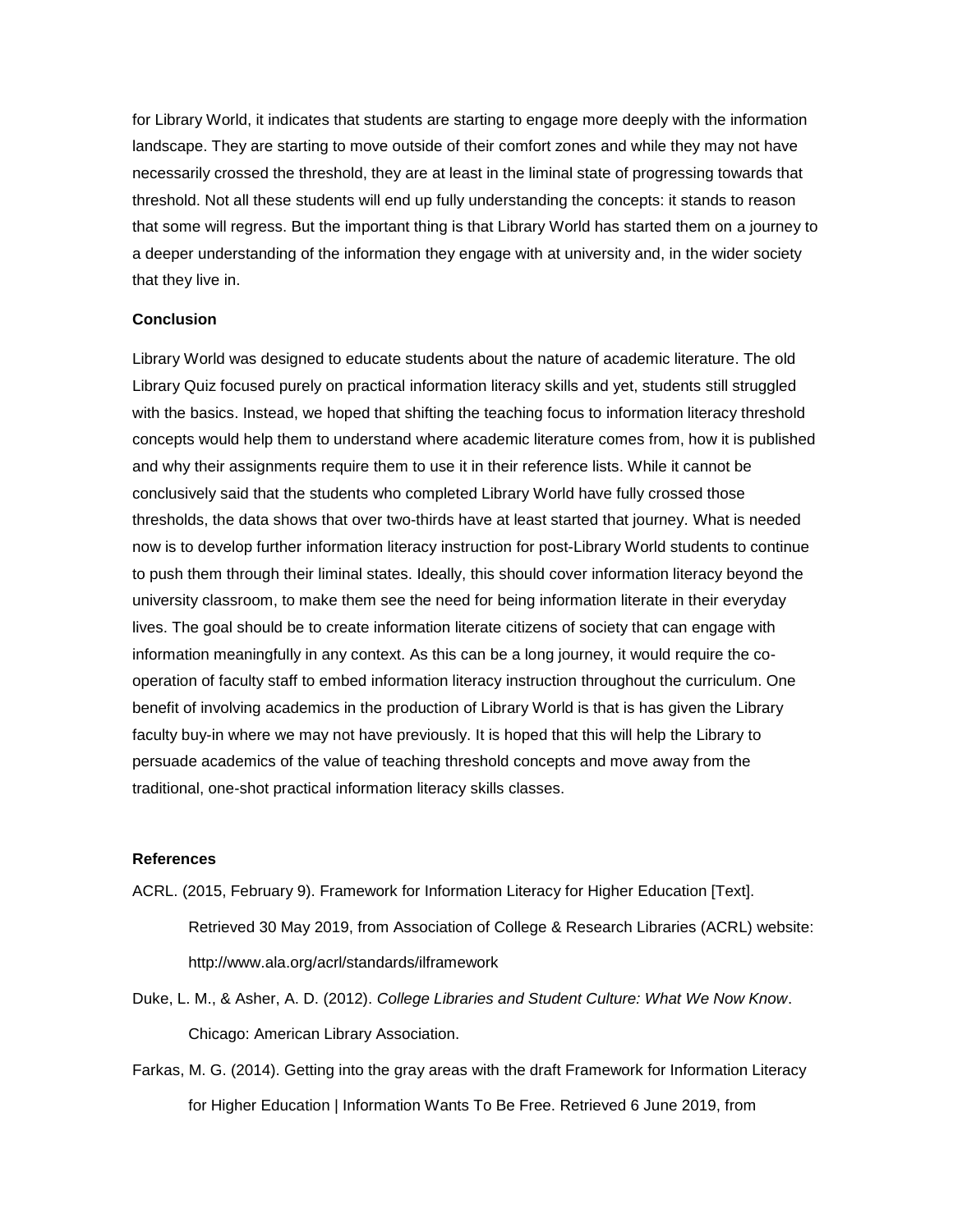for Library World, it indicates that students are starting to engage more deeply with the information landscape. They are starting to move outside of their comfort zones and while they may not have necessarily crossed the threshold, they are at least in the liminal state of progressing towards that threshold. Not all these students will end up fully understanding the concepts: it stands to reason that some will regress. But the important thing is that Library World has started them on a journey to a deeper understanding of the information they engage with at university and, in the wider society that they live in.

## Conclusion

Library World was designed to educate students about the nature of academic literature. The old Library Quiz focused purely on practical information literacy skills and yet, students still struggled with the basics. Instead, we hoped that shifting the teaching focus to information literacy threshold concepts would help them to understand where academic literature comes from, how it is published and why their assignments require them to use it in their reference lists. While it cannot be conclusively said that the students who completed Library World have fully crossed those thresholds, the data shows that over two-thirds have at least started that journey. What is needed now is to develop further information literacy instruction for post-Library World students to continue to push them through their liminal states. Ideally, this should cover information literacy beyond the university classroom, to make them see the need for being information literate in their everyday lives. The goal should be to create information literate citizens of society that can engage with information meaningfully in any context. As this can be a long journey, it would require the co-operation of faculty staff to embed information literacy instruction throughout the curriculum. One benefit of involving academics in the production of Library World is that is has given the Library faculty buy-in where we may not have previously. It is hoped that this will help the Library to persuade academics of the value of teaching threshold concepts and move away from the traditional, one-shot practical information literacy skills classes.

## References

ACRL. (2015, February 9). Framework for Information Literacy for Higher Education [Text]. Retrieved 30 May 2019, from Association of College & Research Libraries (ACRL) website: http://www.ala.org/acrl/standards/ilframework

Duke, L. M., & Asher, A. D. (2012). *College Libraries and Student Culture: What We Now Know*. Chicago: American Library Association.

Farkas, M. G. (2014). Getting into the gray areas with the draft Framework for Information Literacy for Higher Education | Information Wants To Be Free. Retrieved 6 June 2019, from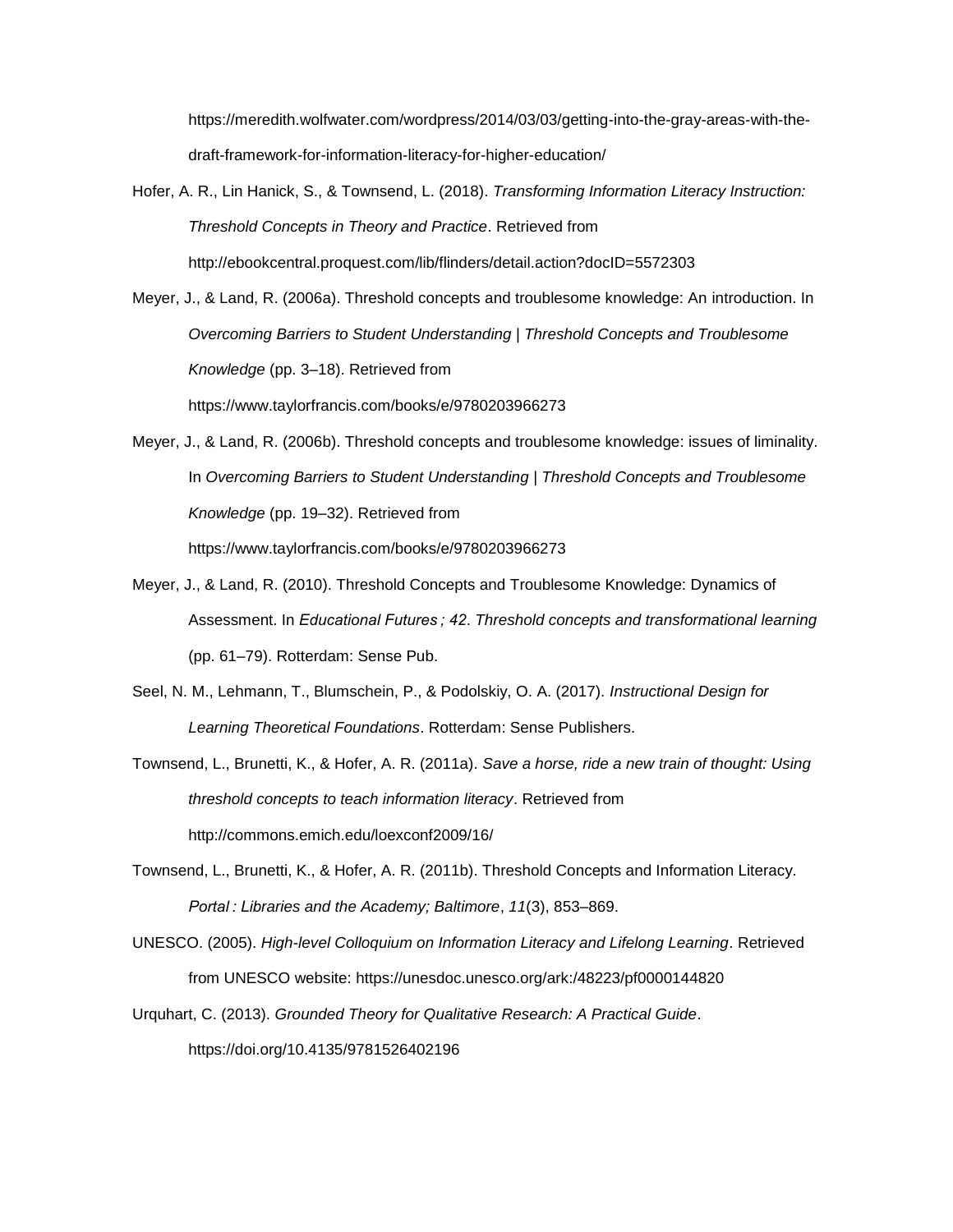https://meredith.wolfwater.com/wordpress/2014/03/03/getting-into-the-gray-areas-with-the-draft-framework-for-information-literacy-for-higher-education/

Hofer, A. R., Lin Hanick, S., & Townsend, L. (2018). *Transforming Information Literacy Instruction: Threshold Concepts in Theory and Practice*. Retrieved from http://ebookcentral.proquest.com/lib/flinders/detail.action?docID=5572303

Meyer, J., & Land, R. (2006a). Threshold concepts and troublesome knowledge: An introduction. In *Overcoming Barriers to Student Understanding | Threshold Concepts and Troublesome Knowledge* (pp. 3–18). Retrieved from https://www.taylorfrancis.com/books/e/9780203966273

Meyer, J., & Land, R. (2006b). Threshold concepts and troublesome knowledge: issues of liminality. In *Overcoming Barriers to Student Understanding | Threshold Concepts and Troublesome Knowledge* (pp. 19–32). Retrieved from https://www.taylorfrancis.com/books/e/9780203966273

Meyer, J., & Land, R. (2010). Threshold Concepts and Troublesome Knowledge: Dynamics of Assessment. In *Educational Futures ; 42*. *Threshold concepts and transformational learning* (pp. 61–79). Rotterdam: Sense Pub.

Seel, N. M., Lehmann, T., Blumschein, P., & Podolskiy, O. A. (2017). *Instructional Design for Learning Theoretical Foundations*. Rotterdam: Sense Publishers.

Townsend, L., Brunetti, K., & Hofer, A. R. (2011a). *Save a horse, ride a new train of thought: Using threshold concepts to teach information literacy*. Retrieved from http://commons.emich.edu/loexconf2009/16/

Townsend, L., Brunetti, K., & Hofer, A. R. (2011b). Threshold Concepts and Information Literacy. *Portal : Libraries and the Academy; Baltimore*, *11*(3), 853–869.

UNESCO. (2005). *High-level Colloquium on Information Literacy and Lifelong Learning*. Retrieved from UNESCO website: https://unesdoc.unesco.org/ark:/48223/pf0000144820

Urquhart, C. (2013). *Grounded Theory for Qualitative Research: A Practical Guide*. https://doi.org/10.4135/9781526402196